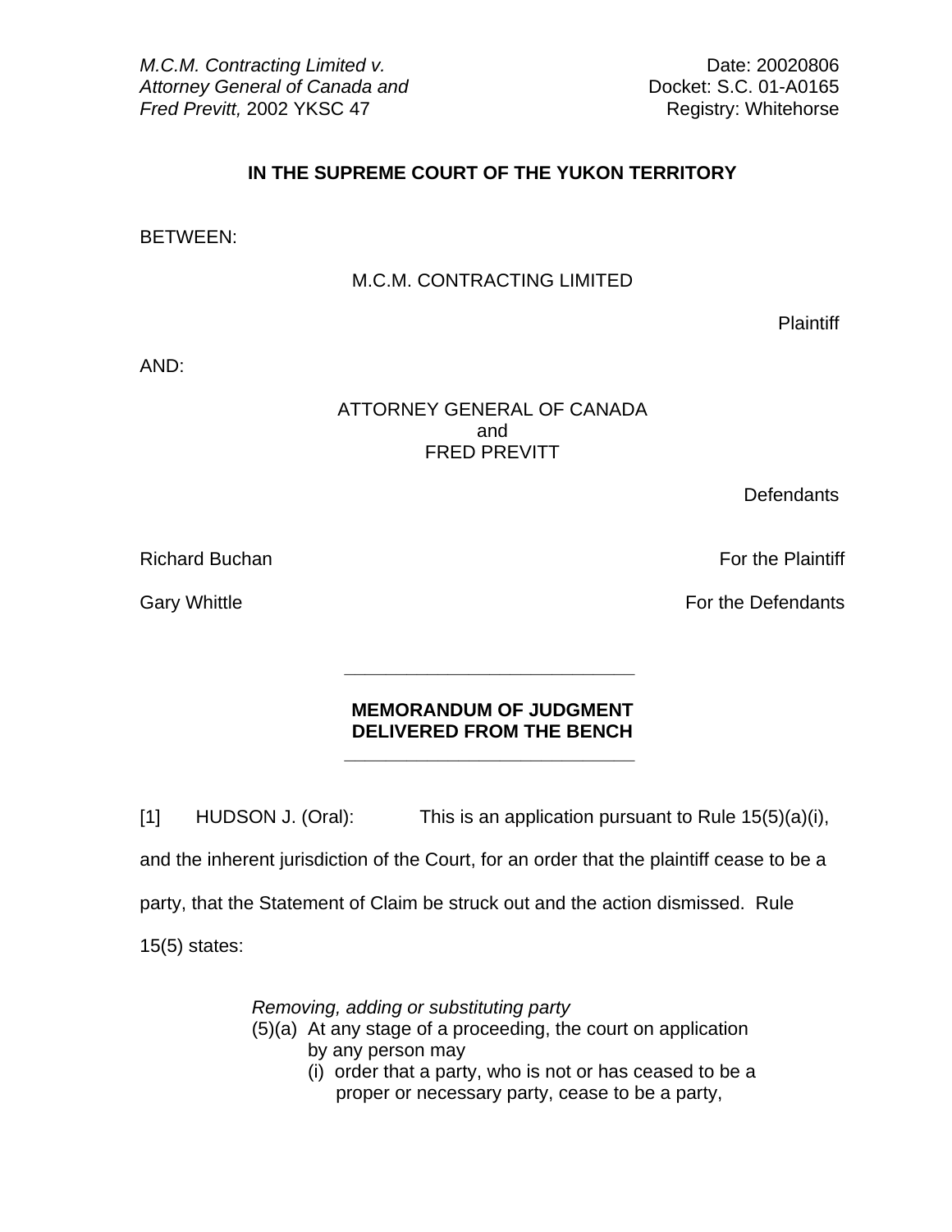*M.C.M. Contracting Limited v. Attorney General of Canada and Fred Previtt,* 2002 YKSC 47

Date: 20020806
Docket: S.C. 01-A0165
Registry: Whitehorse

**IN THE SUPREME COURT OF THE YUKON TERRITORY**

BETWEEN:

M.C.M. CONTRACTING LIMITED

Plaintiff

AND:

ATTORNEY GENERAL OF CANADA
and
FRED PREVITT

Defendants

Richard Buchan — For the Plaintiff

Gary Whittle — For the Defendants

---

**MEMORANDUM OF JUDGMENT DELIVERED FROM THE BENCH**

---

[1] HUDSON J. (Oral): This is an application pursuant to Rule 15(5)(a)(i), and the inherent jurisdiction of the Court, for an order that the plaintiff cease to be a party, that the Statement of Claim be struck out and the action dismissed. Rule 15(5) states:

> *Removing, adding or substituting party*
> (5)(a) At any stage of a proceeding, the court on application by any person may
> (i) order that a party, who is not or has ceased to be a proper or necessary party, cease to be a party,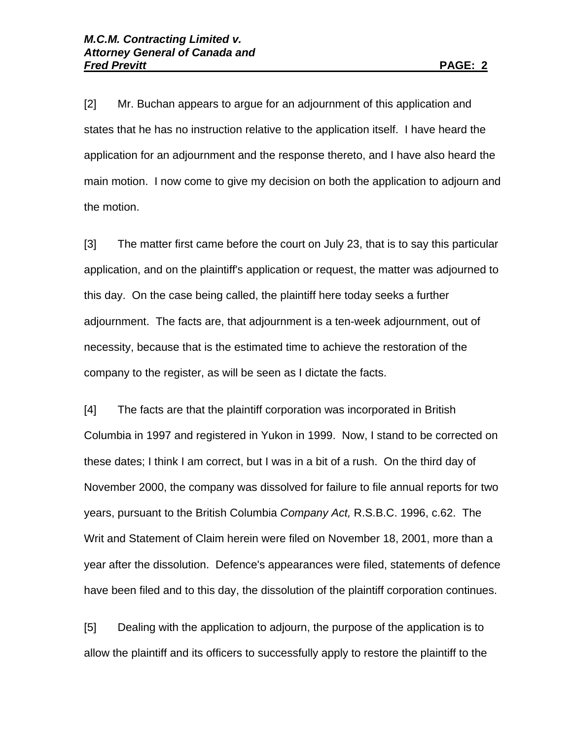[2] Mr. Buchan appears to argue for an adjournment of this application and states that he has no instruction relative to the application itself. I have heard the application for an adjournment and the response thereto, and I have also heard the main motion. I now come to give my decision on both the application to adjourn and the motion.

[3] The matter first came before the court on July 23, that is to say this particular application, and on the plaintiff's application or request, the matter was adjourned to this day. On the case being called, the plaintiff here today seeks a further adjournment. The facts are, that adjournment is a ten-week adjournment, out of necessity, because that is the estimated time to achieve the restoration of the company to the register, as will be seen as I dictate the facts.

[4] The facts are that the plaintiff corporation was incorporated in British Columbia in 1997 and registered in Yukon in 1999. Now, I stand to be corrected on these dates; I think I am correct, but I was in a bit of a rush. On the third day of November 2000, the company was dissolved for failure to file annual reports for two years, pursuant to the British Columbia *Company Act,* R.S.B.C. 1996, c.62. The Writ and Statement of Claim herein were filed on November 18, 2001, more than a year after the dissolution. Defence's appearances were filed, statements of defence have been filed and to this day, the dissolution of the plaintiff corporation continues.

[5] Dealing with the application to adjourn, the purpose of the application is to allow the plaintiff and its officers to successfully apply to restore the plaintiff to the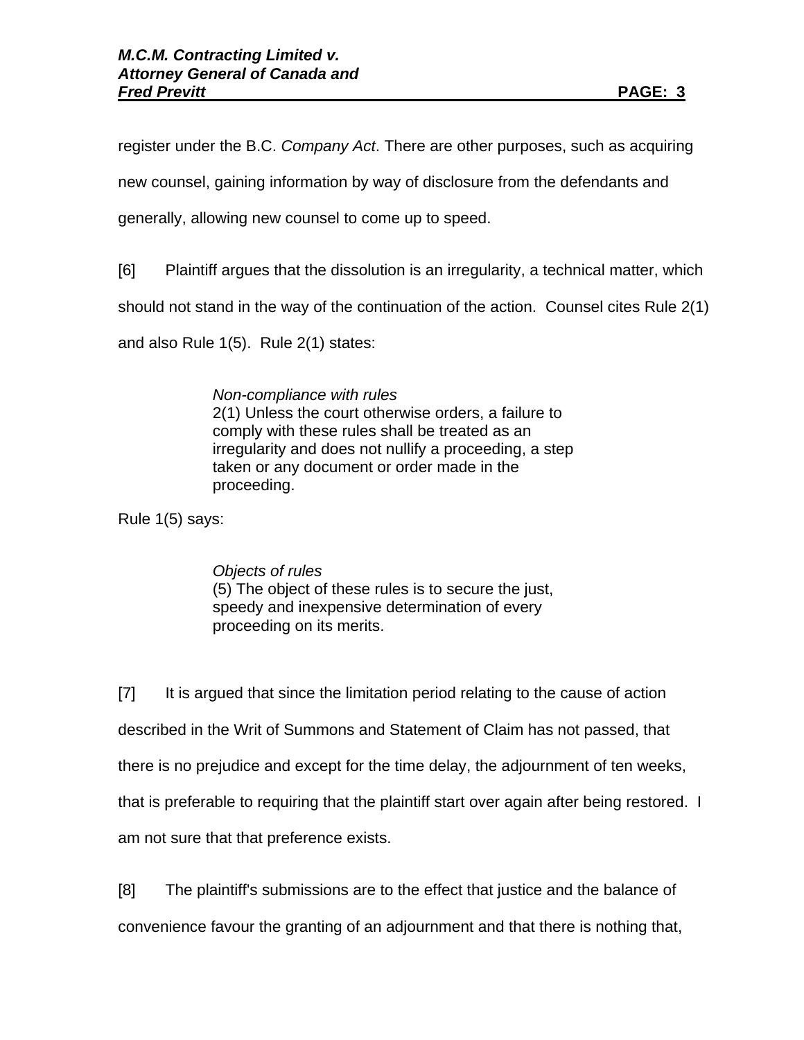register under the B.C. *Company Act*. There are other purposes, such as acquiring new counsel, gaining information by way of disclosure from the defendants and generally, allowing new counsel to come up to speed.

[6] Plaintiff argues that the dissolution is an irregularity, a technical matter, which should not stand in the way of the continuation of the action. Counsel cites Rule 2(1) and also Rule 1(5). Rule 2(1) states:

> *Non-compliance with rules*
> 2(1) Unless the court otherwise orders, a failure to comply with these rules shall be treated as an irregularity and does not nullify a proceeding, a step taken or any document or order made in the proceeding.

Rule 1(5) says:

> *Objects of rules*
> (5) The object of these rules is to secure the just, speedy and inexpensive determination of every proceeding on its merits.

[7] It is argued that since the limitation period relating to the cause of action described in the Writ of Summons and Statement of Claim has not passed, that there is no prejudice and except for the time delay, the adjournment of ten weeks, that is preferable to requiring that the plaintiff start over again after being restored. I am not sure that that preference exists.

[8] The plaintiff's submissions are to the effect that justice and the balance of convenience favour the granting of an adjournment and that there is nothing that,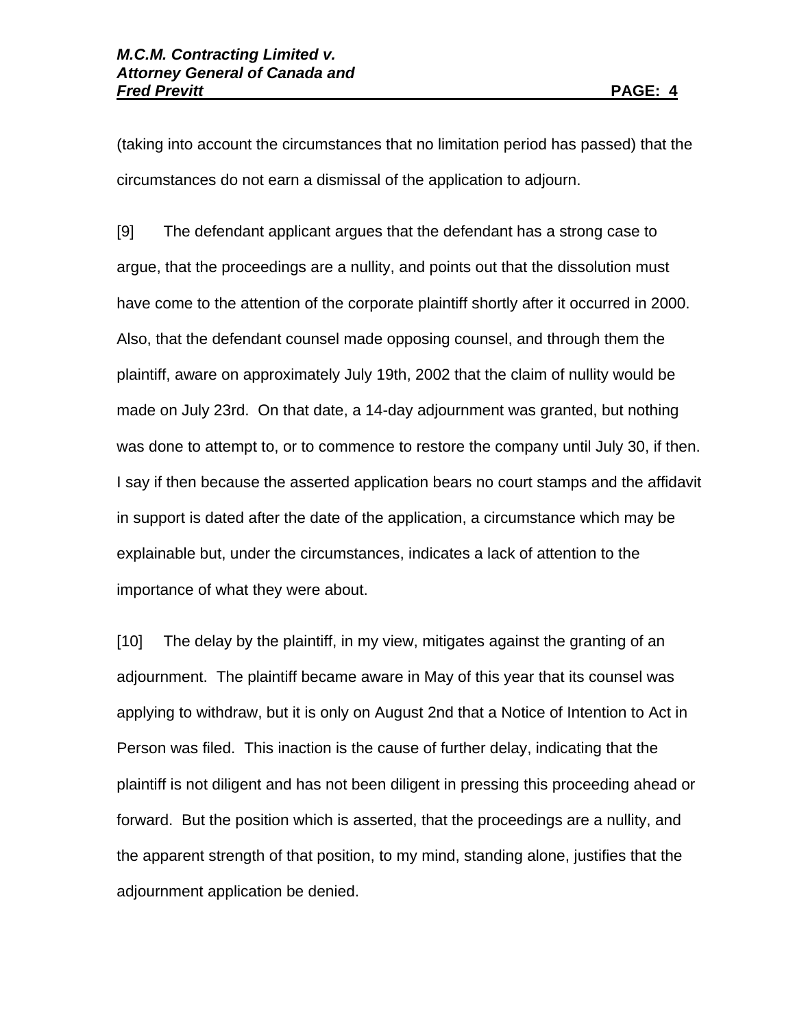(taking into account the circumstances that no limitation period has passed) that the circumstances do not earn a dismissal of the application to adjourn.

[9] The defendant applicant argues that the defendant has a strong case to argue, that the proceedings are a nullity, and points out that the dissolution must have come to the attention of the corporate plaintiff shortly after it occurred in 2000. Also, that the defendant counsel made opposing counsel, and through them the plaintiff, aware on approximately July 19th, 2002 that the claim of nullity would be made on July 23rd. On that date, a 14-day adjournment was granted, but nothing was done to attempt to, or to commence to restore the company until July 30, if then. I say if then because the asserted application bears no court stamps and the affidavit in support is dated after the date of the application, a circumstance which may be explainable but, under the circumstances, indicates a lack of attention to the importance of what they were about.

[10] The delay by the plaintiff, in my view, mitigates against the granting of an adjournment. The plaintiff became aware in May of this year that its counsel was applying to withdraw, but it is only on August 2nd that a Notice of Intention to Act in Person was filed. This inaction is the cause of further delay, indicating that the plaintiff is not diligent and has not been diligent in pressing this proceeding ahead or forward. But the position which is asserted, that the proceedings are a nullity, and the apparent strength of that position, to my mind, standing alone, justifies that the adjournment application be denied.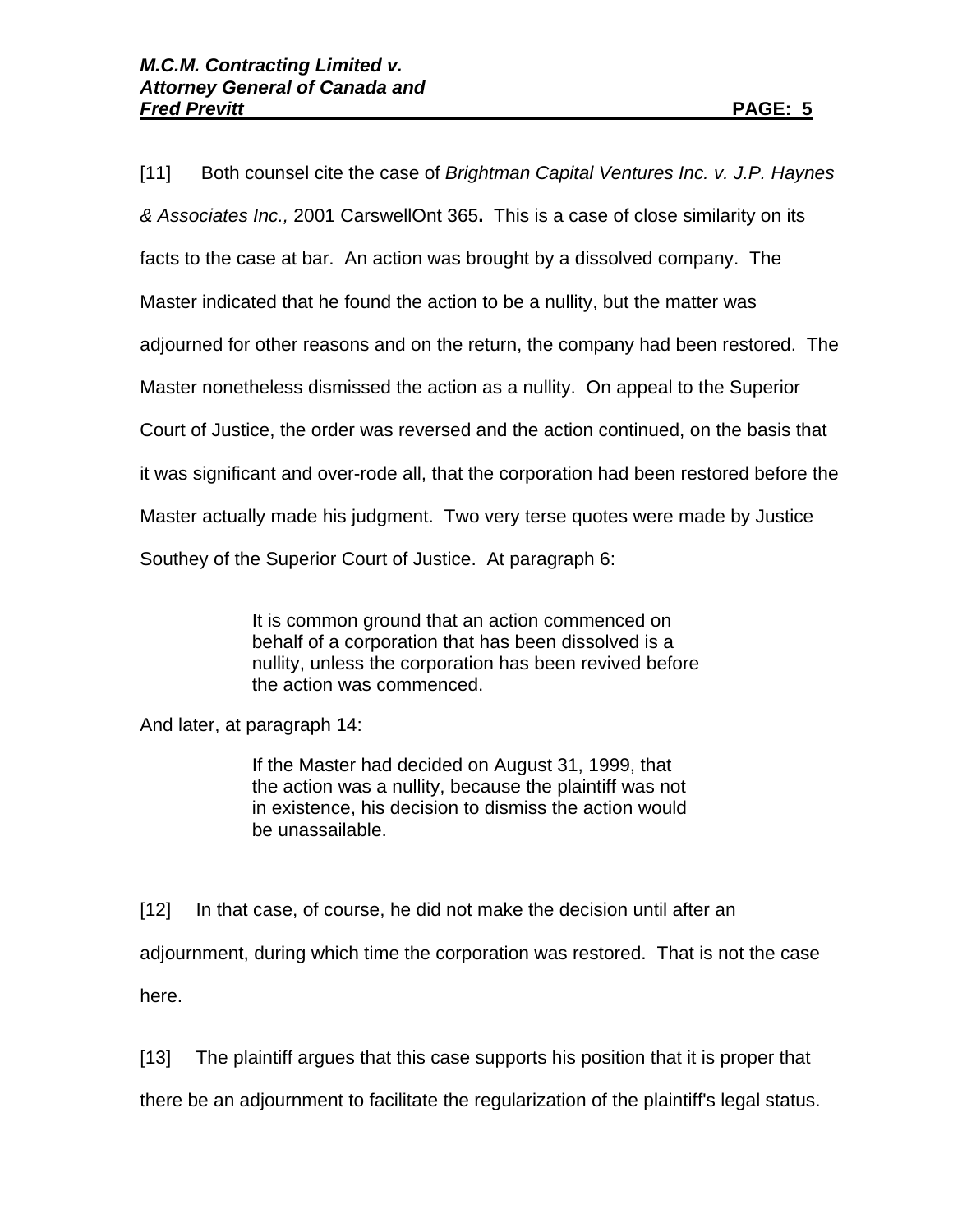[11] Both counsel cite the case of *Brightman Capital Ventures Inc. v. J.P. Haynes & Associates Inc.,* 2001 CarswellOnt 365**.** This is a case of close similarity on its facts to the case at bar. An action was brought by a dissolved company. The Master indicated that he found the action to be a nullity, but the matter was adjourned for other reasons and on the return, the company had been restored. The Master nonetheless dismissed the action as a nullity. On appeal to the Superior Court of Justice, the order was reversed and the action continued, on the basis that it was significant and over-rode all, that the corporation had been restored before the Master actually made his judgment. Two very terse quotes were made by Justice Southey of the Superior Court of Justice. At paragraph 6:

> It is common ground that an action commenced on behalf of a corporation that has been dissolved is a nullity, unless the corporation has been revived before the action was commenced.

And later, at paragraph 14:

> If the Master had decided on August 31, 1999, that the action was a nullity, because the plaintiff was not in existence, his decision to dismiss the action would be unassailable.

[12] In that case, of course, he did not make the decision until after an adjournment, during which time the corporation was restored. That is not the case here.

[13] The plaintiff argues that this case supports his position that it is proper that there be an adjournment to facilitate the regularization of the plaintiff's legal status.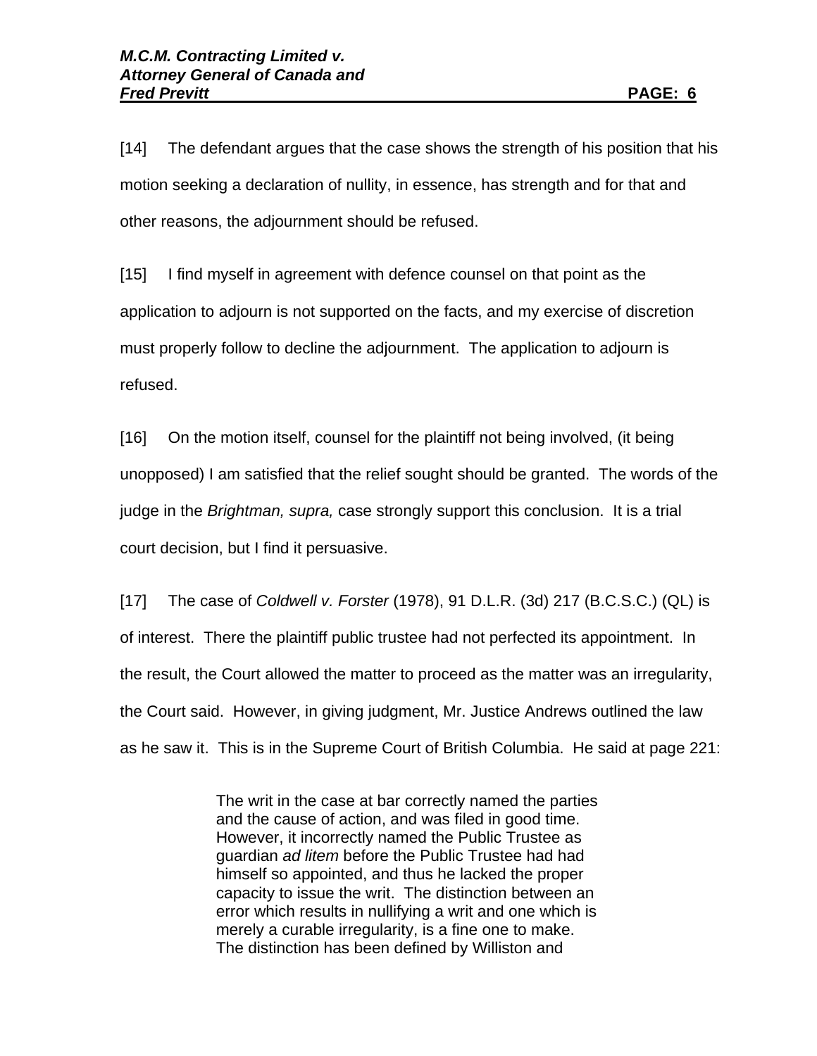[14] The defendant argues that the case shows the strength of his position that his motion seeking a declaration of nullity, in essence, has strength and for that and other reasons, the adjournment should be refused.

[15] I find myself in agreement with defence counsel on that point as the application to adjourn is not supported on the facts, and my exercise of discretion must properly follow to decline the adjournment. The application to adjourn is refused.

[16] On the motion itself, counsel for the plaintiff not being involved, (it being unopposed) I am satisfied that the relief sought should be granted. The words of the judge in the *Brightman, supra,* case strongly support this conclusion. It is a trial court decision, but I find it persuasive.

[17] The case of *Coldwell v. Forster* (1978), 91 D.L.R. (3d) 217 (B.C.S.C.) (QL) is of interest. There the plaintiff public trustee had not perfected its appointment. In the result, the Court allowed the matter to proceed as the matter was an irregularity, the Court said. However, in giving judgment, Mr. Justice Andrews outlined the law as he saw it. This is in the Supreme Court of British Columbia. He said at page 221:

> The writ in the case at bar correctly named the parties and the cause of action, and was filed in good time. However, it incorrectly named the Public Trustee as guardian *ad litem* before the Public Trustee had had himself so appointed, and thus he lacked the proper capacity to issue the writ. The distinction between an error which results in nullifying a writ and one which is merely a curable irregularity, is a fine one to make. The distinction has been defined by Williston and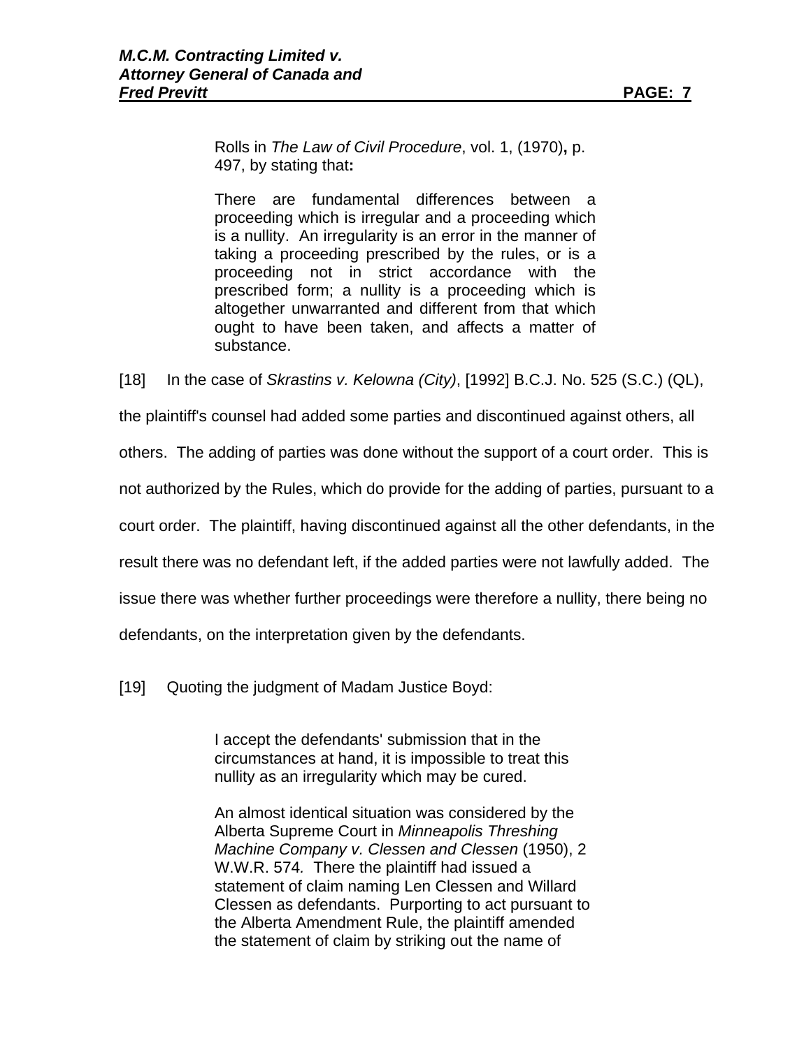Rolls in *The Law of Civil Procedure*, vol. 1, (1970), p. 497, by stating that:

> There are fundamental differences between a proceeding which is irregular and a proceeding which is a nullity. An irregularity is an error in the manner of taking a proceeding prescribed by the rules, or is a proceeding not in strict accordance with the prescribed form; a nullity is a proceeding which is altogether unwarranted and different from that which ought to have been taken, and affects a matter of substance.

[18] In the case of *Skrastins v. Kelowna (City)*, [1992] B.C.J. No. 525 (S.C.) (QL), the plaintiff's counsel had added some parties and discontinued against others, all others. The adding of parties was done without the support of a court order. This is not authorized by the Rules, which do provide for the adding of parties, pursuant to a court order. The plaintiff, having discontinued against all the other defendants, in the result there was no defendant left, if the added parties were not lawfully added. The issue there was whether further proceedings were therefore a nullity, there being no defendants, on the interpretation given by the defendants.

[19] Quoting the judgment of Madam Justice Boyd:

> I accept the defendants' submission that in the circumstances at hand, it is impossible to treat this nullity as an irregularity which may be cured.
>
> An almost identical situation was considered by the Alberta Supreme Court in *Minneapolis Threshing Machine Company v. Clessen and Clessen* (1950), 2 W.W.R. 574. There the plaintiff had issued a statement of claim naming Len Clessen and Willard Clessen as defendants. Purporting to act pursuant to the Alberta Amendment Rule, the plaintiff amended the statement of claim by striking out the name of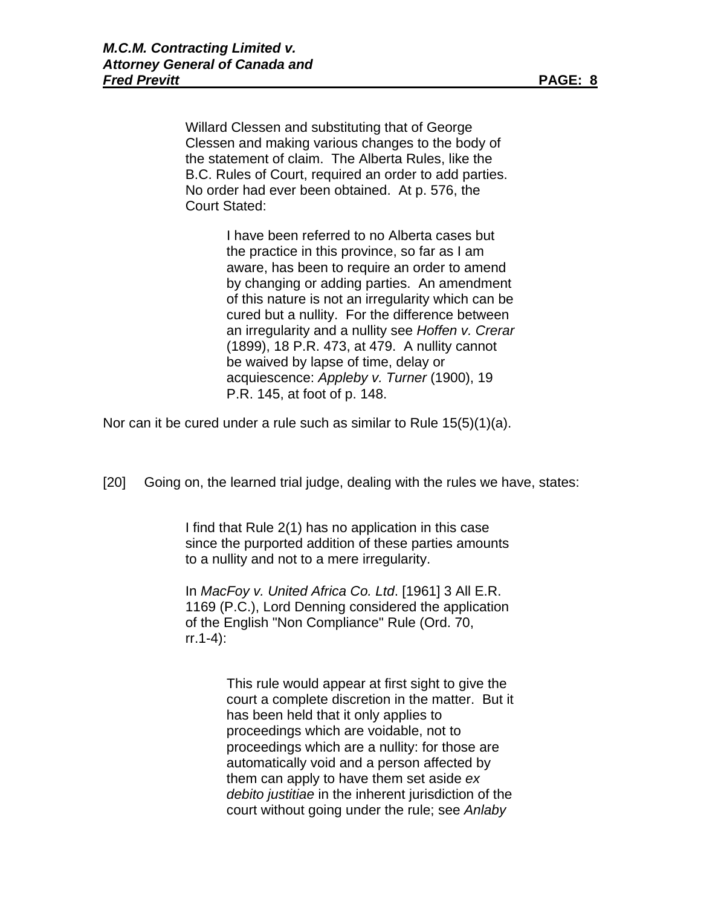> Willard Clessen and substituting that of George Clessen and making various changes to the body of the statement of claim. The Alberta Rules, like the B.C. Rules of Court, required an order to add parties. No order had ever been obtained. At p. 576, the Court Stated:
>
> > I have been referred to no Alberta cases but the practice in this province, so far as I am aware, has been to require an order to amend by changing or adding parties. An amendment of this nature is not an irregularity which can be cured but a nullity. For the difference between an irregularity and a nullity see *Hoffen v. Crerar* (1899), 18 P.R. 473, at 479. A nullity cannot be waived by lapse of time, delay or acquiescence: *Appleby v. Turner* (1900), 19 P.R. 145, at foot of p. 148.

Nor can it be cured under a rule such as similar to Rule 15(5)(1)(a).

[20] Going on, the learned trial judge, dealing with the rules we have, states:

> I find that Rule 2(1) has no application in this case since the purported addition of these parties amounts to a nullity and not to a mere irregularity.
>
> In *MacFoy v. United Africa Co. Ltd*. [1961] 3 All E.R. 1169 (P.C.), Lord Denning considered the application of the English "Non Compliance" Rule (Ord. 70, rr.1-4):
>
> > This rule would appear at first sight to give the court a complete discretion in the matter. But it has been held that it only applies to proceedings which are voidable, not to proceedings which are a nullity: for those are automatically void and a person affected by them can apply to have them set aside *ex debito justitiae* in the inherent jurisdiction of the court without going under the rule; see *Anlaby*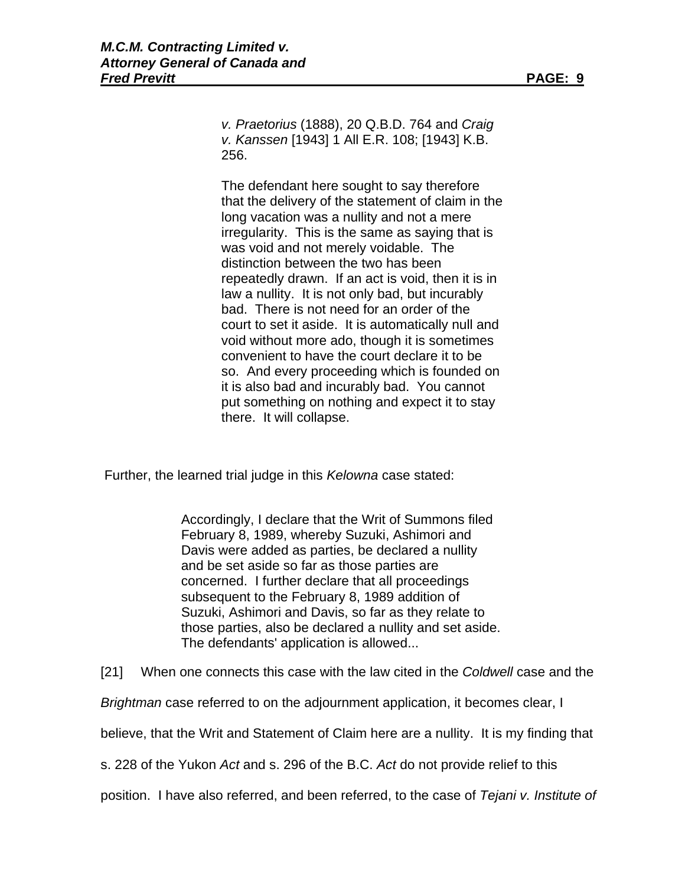> *v. Praetorius* (1888), 20 Q.B.D. 764 and *Craig v. Kanssen* [1943] 1 All E.R. 108; [1943] K.B. 256.
>
> The defendant here sought to say therefore that the delivery of the statement of claim in the long vacation was a nullity and not a mere irregularity. This is the same as saying that is was void and not merely voidable. The distinction between the two has been repeatedly drawn. If an act is void, then it is in law a nullity. It is not only bad, but incurably bad. There is not need for an order of the court to set it aside. It is automatically null and void without more ado, though it is sometimes convenient to have the court declare it to be so. And every proceeding which is founded on it is also bad and incurably bad. You cannot put something on nothing and expect it to stay there. It will collapse.

Further, the learned trial judge in this *Kelowna* case stated:

> Accordingly, I declare that the Writ of Summons filed February 8, 1989, whereby Suzuki, Ashimori and Davis were added as parties, be declared a nullity and be set aside so far as those parties are concerned. I further declare that all proceedings subsequent to the February 8, 1989 addition of Suzuki, Ashimori and Davis, so far as they relate to those parties, also be declared a nullity and set aside. The defendants' application is allowed...

[21] When one connects this case with the law cited in the *Coldwell* case and the *Brightman* case referred to on the adjournment application, it becomes clear, I believe, that the Writ and Statement of Claim here are a nullity. It is my finding that s. 228 of the Yukon *Act* and s. 296 of the B.C. *Act* do not provide relief to this position. I have also referred, and been referred, to the case of *Tejani v. Institute of*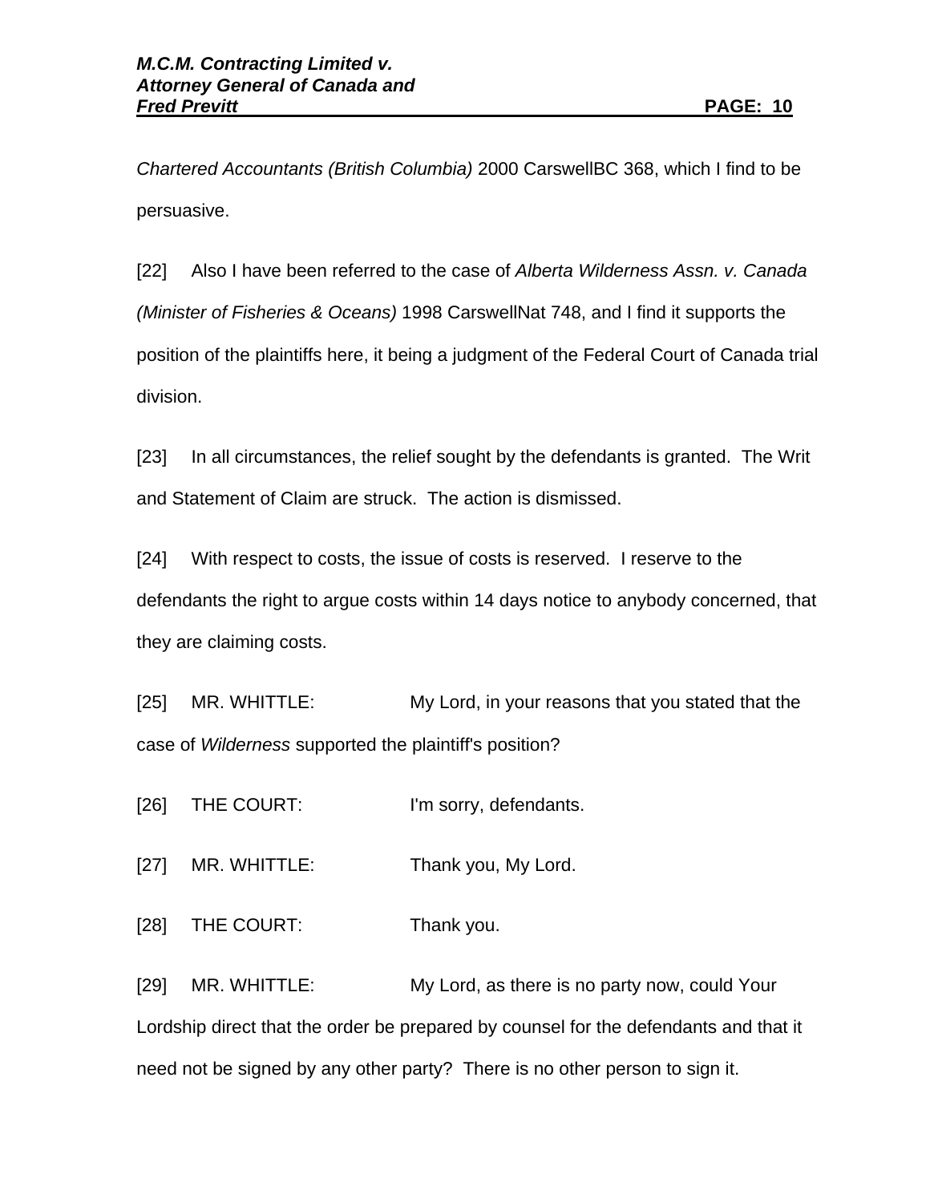*Chartered Accountants (British Columbia)* 2000 CarswellBC 368, which I find to be persuasive.

[22] Also I have been referred to the case of *Alberta Wilderness Assn. v. Canada (Minister of Fisheries & Oceans)* 1998 CarswellNat 748, and I find it supports the position of the plaintiffs here, it being a judgment of the Federal Court of Canada trial division.

[23] In all circumstances, the relief sought by the defendants is granted. The Writ and Statement of Claim are struck. The action is dismissed.

[24] With respect to costs, the issue of costs is reserved. I reserve to the defendants the right to argue costs within 14 days notice to anybody concerned, that they are claiming costs.

[25] MR. WHITTLE: My Lord, in your reasons that you stated that the case of *Wilderness* supported the plaintiff's position?

[26] THE COURT: I'm sorry, defendants.

[27] MR. WHITTLE: Thank you, My Lord.

[28] THE COURT: Thank you.

[29] MR. WHITTLE: My Lord, as there is no party now, could Your Lordship direct that the order be prepared by counsel for the defendants and that it need not be signed by any other party? There is no other person to sign it.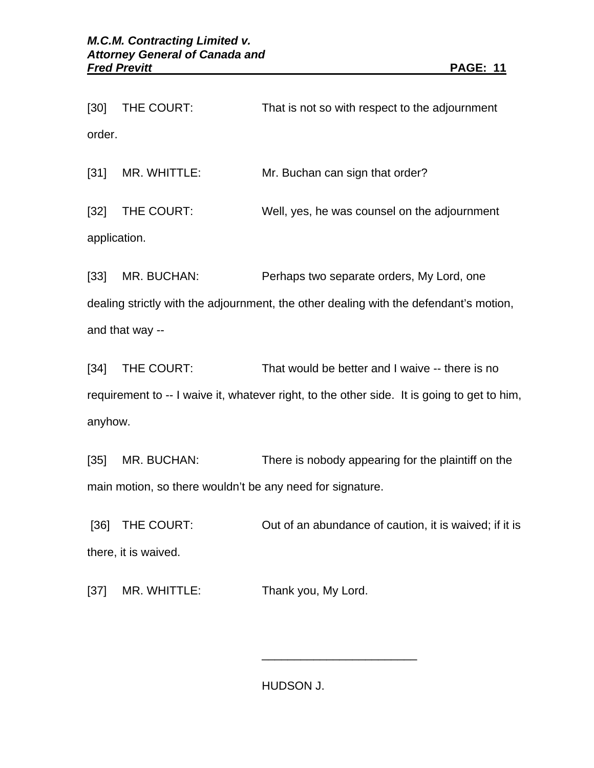[30] THE COURT: That is not so with respect to the adjournment order.

[31] MR. WHITTLE: Mr. Buchan can sign that order?

[32] THE COURT: Well, yes, he was counsel on the adjournment application.

[33] MR. BUCHAN: Perhaps two separate orders, My Lord, one dealing strictly with the adjournment, the other dealing with the defendant's motion, and that way --

[34] THE COURT: That would be better and I waive -- there is no requirement to -- I waive it, whatever right, to the other side. It is going to get to him, anyhow.

[35] MR. BUCHAN: There is nobody appearing for the plaintiff on the main motion, so there wouldn't be any need for signature.

[36] THE COURT: Out of an abundance of caution, it is waived; if it is there, it is waived.

[37] MR. WHITTLE: Thank you, My Lord.

\_\_\_\_\_\_\_\_\_\_\_\_\_\_\_\_\_\_\_\_\_\_\_\_

HUDSON J.